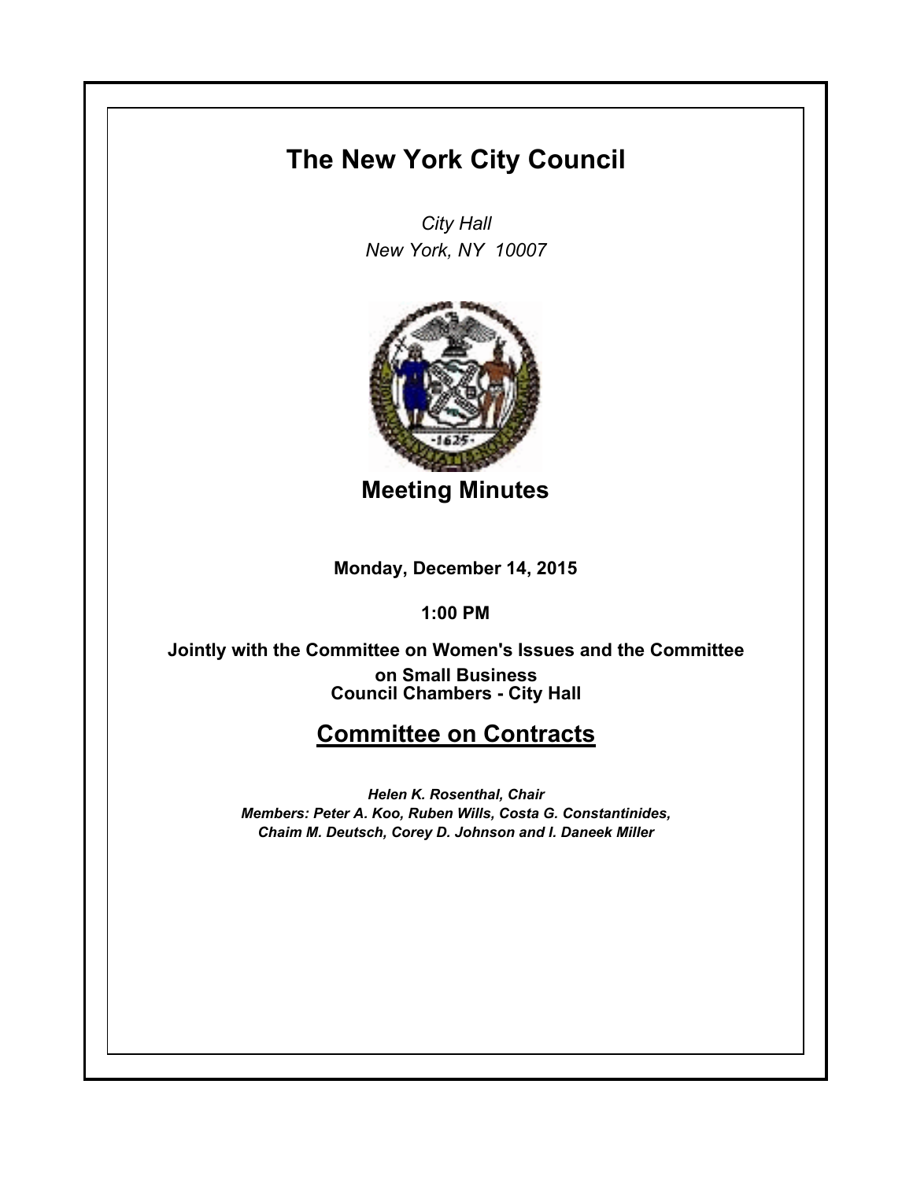# The New York City Council

*City Hall*
*New York, NY 10007*

## Meeting Minutes

**Monday, December 14, 2015**

**1:00 PM**

**Jointly with the Committee on Women's Issues and the Committee on Small Business**
**Council Chambers - City Hall**

## Committee on Contracts

***Helen K. Rosenthal, Chair***
***Members: Peter A. Koo, Ruben Wills, Costa G. Constantinides, Chaim M. Deutsch, Corey D. Johnson and I. Daneek Miller***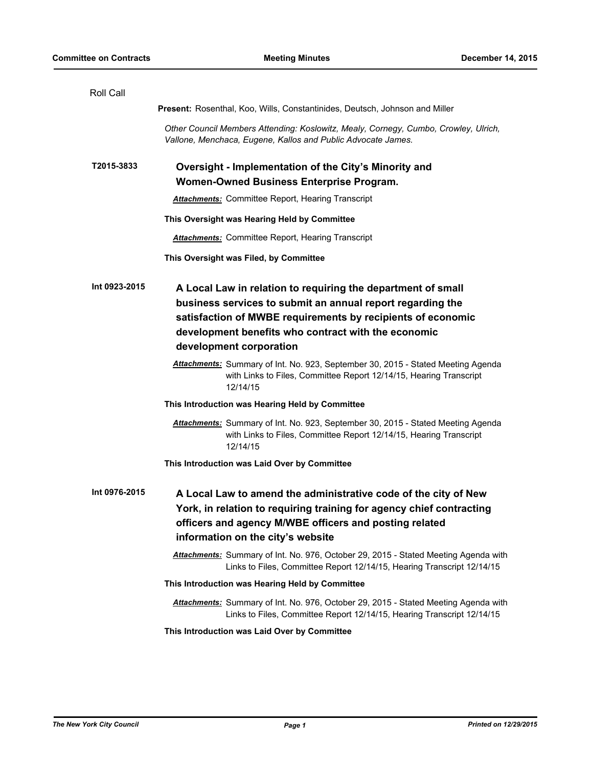Roll Call

**Present:** Rosenthal, Koo, Wills, Constantinides, Deutsch, Johnson and Miller

*Other Council Members Attending: Koslowitz, Mealy, Cornegy, Cumbo, Crowley, Ulrich, Vallone, Menchaca, Eugene, Kallos and Public Advocate James.*

**T2015-3833** **Oversight - Implementation of the City's Minority and Women-Owned Business Enterprise Program.**

***Attachments:*** Committee Report, Hearing Transcript

**This Oversight was Hearing Held by Committee**

***Attachments:*** Committee Report, Hearing Transcript

**This Oversight was Filed, by Committee**

**Int 0923-2015** **A Local Law in relation to requiring the department of small business services to submit an annual report regarding the satisfaction of MWBE requirements by recipients of economic development benefits who contract with the economic development corporation**

***Attachments:*** Summary of Int. No. 923, September 30, 2015 - Stated Meeting Agenda with Links to Files, Committee Report 12/14/15, Hearing Transcript 12/14/15

**This Introduction was Hearing Held by Committee**

***Attachments:*** Summary of Int. No. 923, September 30, 2015 - Stated Meeting Agenda with Links to Files, Committee Report 12/14/15, Hearing Transcript 12/14/15

**This Introduction was Laid Over by Committee**

**Int 0976-2015** **A Local Law to amend the administrative code of the city of New York, in relation to requiring training for agency chief contracting officers and agency M/WBE officers and posting related information on the city's website**

***Attachments:*** Summary of Int. No. 976, October 29, 2015 - Stated Meeting Agenda with Links to Files, Committee Report 12/14/15, Hearing Transcript 12/14/15

**This Introduction was Hearing Held by Committee**

***Attachments:*** Summary of Int. No. 976, October 29, 2015 - Stated Meeting Agenda with Links to Files, Committee Report 12/14/15, Hearing Transcript 12/14/15

**This Introduction was Laid Over by Committee**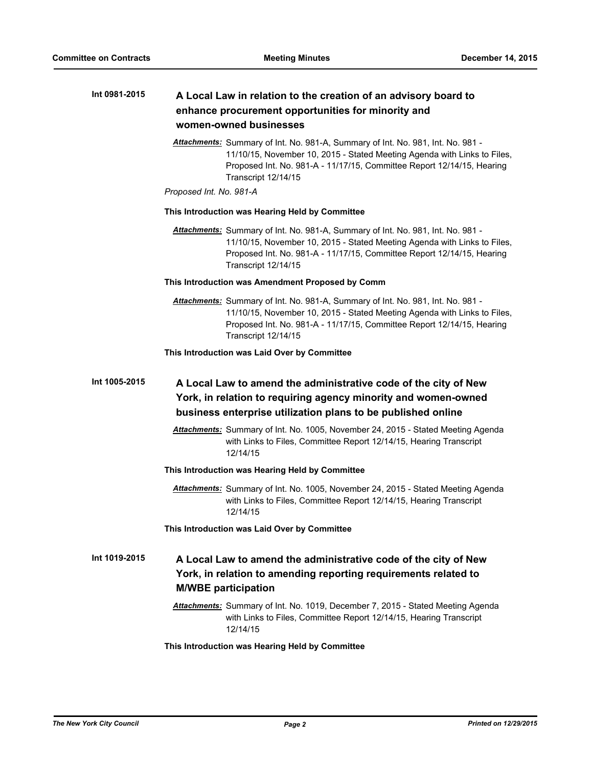**Int 0981-2015** **A Local Law in relation to the creation of an advisory board to enhance procurement opportunities for minority and women-owned businesses**

***Attachments:*** Summary of Int. No. 981-A, Summary of Int. No. 981, Int. No. 981 - 11/10/15, November 10, 2015 - Stated Meeting Agenda with Links to Files, Proposed Int. No. 981-A - 11/17/15, Committee Report 12/14/15, Hearing Transcript 12/14/15

*Proposed Int. No. 981-A*

**This Introduction was Hearing Held by Committee**

***Attachments:*** Summary of Int. No. 981-A, Summary of Int. No. 981, Int. No. 981 - 11/10/15, November 10, 2015 - Stated Meeting Agenda with Links to Files, Proposed Int. No. 981-A - 11/17/15, Committee Report 12/14/15, Hearing Transcript 12/14/15

**This Introduction was Amendment Proposed by Comm**

***Attachments:*** Summary of Int. No. 981-A, Summary of Int. No. 981, Int. No. 981 - 11/10/15, November 10, 2015 - Stated Meeting Agenda with Links to Files, Proposed Int. No. 981-A - 11/17/15, Committee Report 12/14/15, Hearing Transcript 12/14/15

**This Introduction was Laid Over by Committee**

**Int 1005-2015** **A Local Law to amend the administrative code of the city of New York, in relation to requiring agency minority and women-owned business enterprise utilization plans to be published online**

***Attachments:*** Summary of Int. No. 1005, November 24, 2015 - Stated Meeting Agenda with Links to Files, Committee Report 12/14/15, Hearing Transcript 12/14/15

**This Introduction was Hearing Held by Committee**

***Attachments:*** Summary of Int. No. 1005, November 24, 2015 - Stated Meeting Agenda with Links to Files, Committee Report 12/14/15, Hearing Transcript 12/14/15

**This Introduction was Laid Over by Committee**

**Int 1019-2015** **A Local Law to amend the administrative code of the city of New York, in relation to amending reporting requirements related to M/WBE participation**

***Attachments:*** Summary of Int. No. 1019, December 7, 2015 - Stated Meeting Agenda with Links to Files, Committee Report 12/14/15, Hearing Transcript 12/14/15

**This Introduction was Hearing Held by Committee**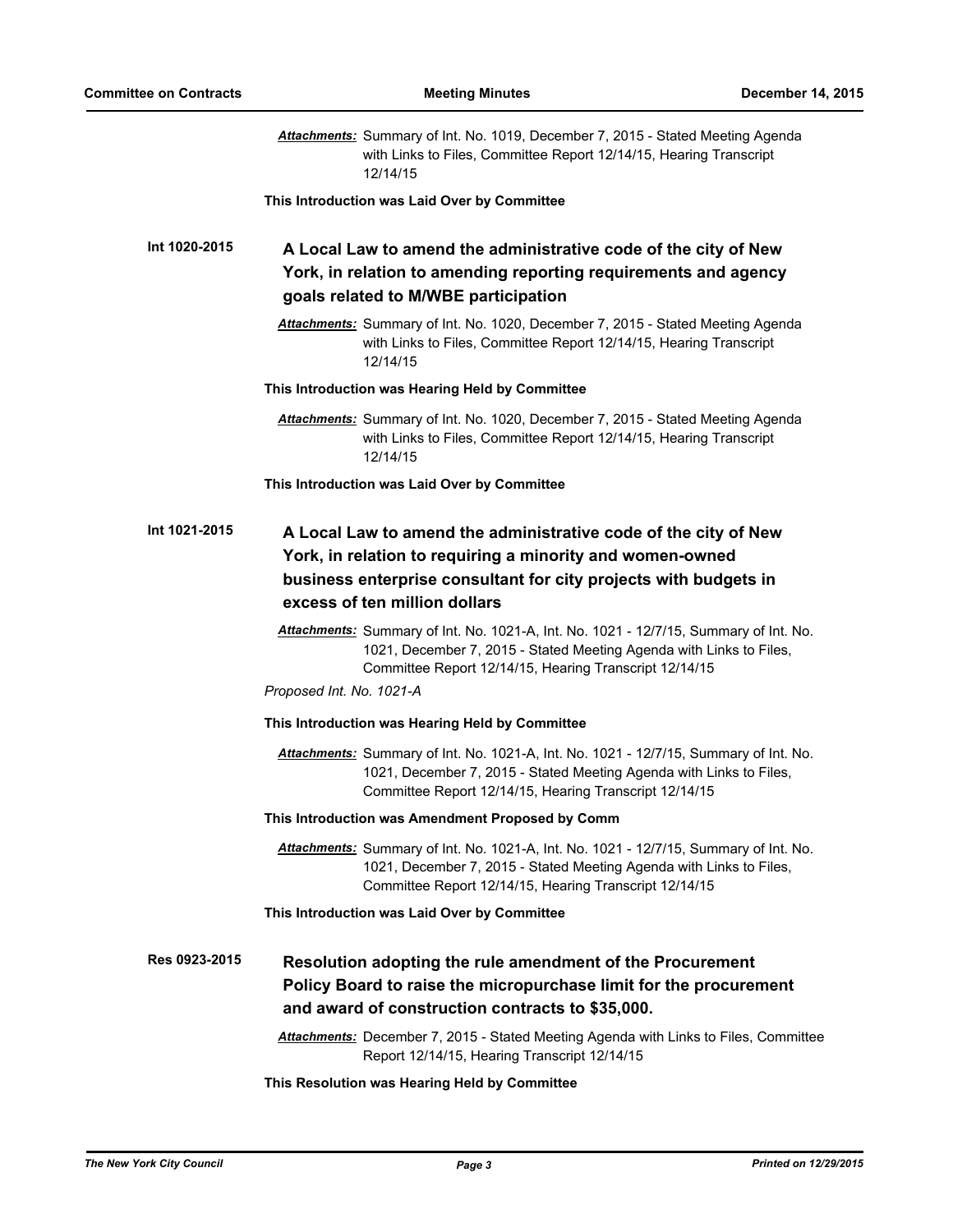***Attachments:*** Summary of Int. No. 1019, December 7, 2015 - Stated Meeting Agenda with Links to Files, Committee Report 12/14/15, Hearing Transcript 12/14/15

**This Introduction was Laid Over by Committee**

**Int 1020-2015** **A Local Law to amend the administrative code of the city of New York, in relation to amending reporting requirements and agency goals related to M/WBE participation**

***Attachments:*** Summary of Int. No. 1020, December 7, 2015 - Stated Meeting Agenda with Links to Files, Committee Report 12/14/15, Hearing Transcript 12/14/15

**This Introduction was Hearing Held by Committee**

***Attachments:*** Summary of Int. No. 1020, December 7, 2015 - Stated Meeting Agenda with Links to Files, Committee Report 12/14/15, Hearing Transcript 12/14/15

**This Introduction was Laid Over by Committee**

**Int 1021-2015** **A Local Law to amend the administrative code of the city of New York, in relation to requiring a minority and women-owned business enterprise consultant for city projects with budgets in excess of ten million dollars**

***Attachments:*** Summary of Int. No. 1021-A, Int. No. 1021 - 12/7/15, Summary of Int. No. 1021, December 7, 2015 - Stated Meeting Agenda with Links to Files, Committee Report 12/14/15, Hearing Transcript 12/14/15

*Proposed Int. No. 1021-A*

**This Introduction was Hearing Held by Committee**

***Attachments:*** Summary of Int. No. 1021-A, Int. No. 1021 - 12/7/15, Summary of Int. No. 1021, December 7, 2015 - Stated Meeting Agenda with Links to Files, Committee Report 12/14/15, Hearing Transcript 12/14/15

**This Introduction was Amendment Proposed by Comm**

***Attachments:*** Summary of Int. No. 1021-A, Int. No. 1021 - 12/7/15, Summary of Int. No. 1021, December 7, 2015 - Stated Meeting Agenda with Links to Files, Committee Report 12/14/15, Hearing Transcript 12/14/15

**This Introduction was Laid Over by Committee**

**Res 0923-2015** **Resolution adopting the rule amendment of the Procurement Policy Board to raise the micropurchase limit for the procurement and award of construction contracts to $35,000.**

***Attachments:*** December 7, 2015 - Stated Meeting Agenda with Links to Files, Committee Report 12/14/15, Hearing Transcript 12/14/15

**This Resolution was Hearing Held by Committee**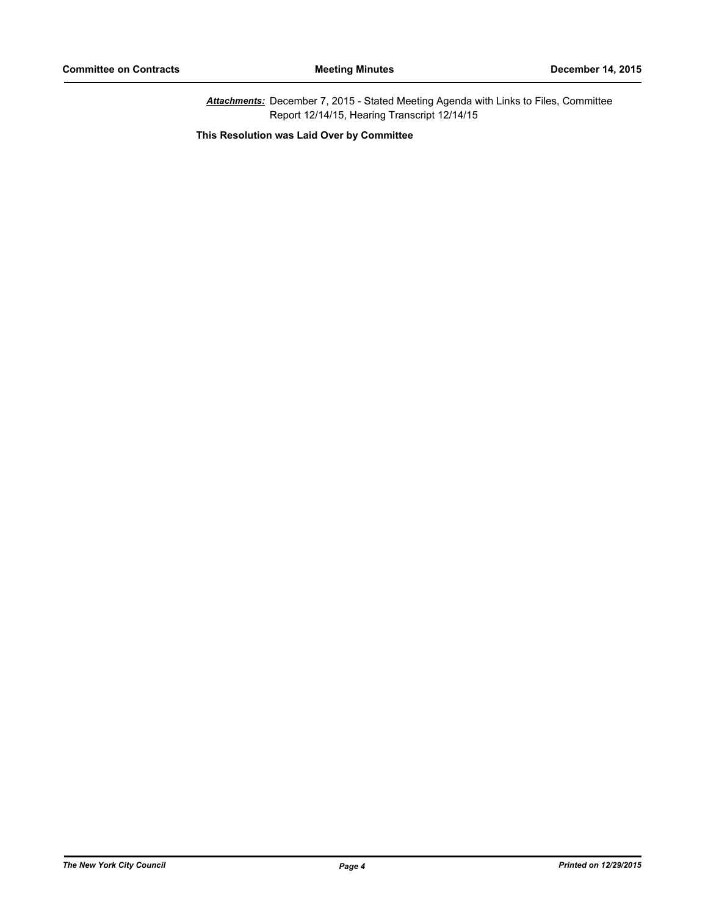***Attachments:*** December 7, 2015 - Stated Meeting Agenda with Links to Files, Committee Report 12/14/15, Hearing Transcript 12/14/15

**This Resolution was Laid Over by Committee**